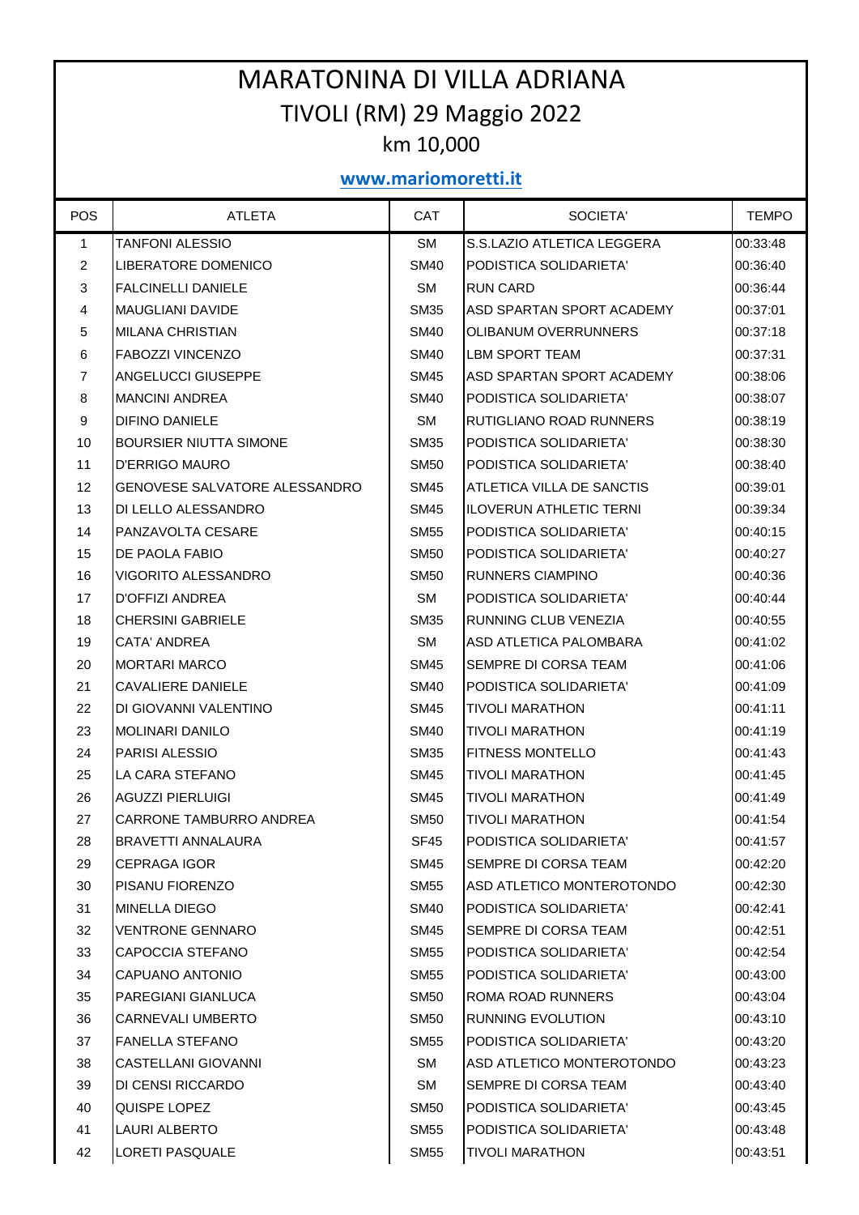# MARATONINA DI VILLA ADRIANA

## TIVOLI (RM) 29 Maggio 2022

### km 10,000

**www.mariomoretti.it**

| POS | ATLETA | CAT | SOCIETA' | TEMPO |
|---|---|---|---|---|
| 1 | TANFONI ALESSIO | SM | S.S.LAZIO ATLETICA LEGGERA | 00:33:48 |
| 2 | LIBERATORE DOMENICO | SM40 | PODISTICA SOLIDARIETA' | 00:36:40 |
| 3 | FALCINELLI DANIELE | SM | RUN CARD | 00:36:44 |
| 4 | MAUGLIANI DAVIDE | SM35 | ASD SPARTAN SPORT ACADEMY | 00:37:01 |
| 5 | MILANA CHRISTIAN | SM40 | OLIBANUM OVERRUNNERS | 00:37:18 |
| 6 | FABOZZI VINCENZO | SM40 | LBM SPORT TEAM | 00:37:31 |
| 7 | ANGELUCCI GIUSEPPE | SM45 | ASD SPARTAN SPORT ACADEMY | 00:38:06 |
| 8 | MANCINI ANDREA | SM40 | PODISTICA SOLIDARIETA' | 00:38:07 |
| 9 | DIFINO DANIELE | SM | RUTIGLIANO ROAD RUNNERS | 00:38:19 |
| 10 | BOURSIER NIUTTA SIMONE | SM35 | PODISTICA SOLIDARIETA' | 00:38:30 |
| 11 | D'ERRIGO MAURO | SM50 | PODISTICA SOLIDARIETA' | 00:38:40 |
| 12 | GENOVESE SALVATORE ALESSANDRO | SM45 | ATLETICA VILLA DE SANCTIS | 00:39:01 |
| 13 | DI LELLO ALESSANDRO | SM45 | ILOVERUN ATHLETIC TERNI | 00:39:34 |
| 14 | PANZAVOLTA CESARE | SM55 | PODISTICA SOLIDARIETA' | 00:40:15 |
| 15 | DE PAOLA FABIO | SM50 | PODISTICA SOLIDARIETA' | 00:40:27 |
| 16 | VIGORITO ALESSANDRO | SM50 | RUNNERS CIAMPINO | 00:40:36 |
| 17 | D'OFFIZI ANDREA | SM | PODISTICA SOLIDARIETA' | 00:40:44 |
| 18 | CHERSINI GABRIELE | SM35 | RUNNING CLUB VENEZIA | 00:40:55 |
| 19 | CATA' ANDREA | SM | ASD ATLETICA PALOMBARA | 00:41:02 |
| 20 | MORTARI MARCO | SM45 | SEMPRE DI CORSA TEAM | 00:41:06 |
| 21 | CAVALIERE DANIELE | SM40 | PODISTICA SOLIDARIETA' | 00:41:09 |
| 22 | DI GIOVANNI VALENTINO | SM45 | TIVOLI MARATHON | 00:41:11 |
| 23 | MOLINARI DANILO | SM40 | TIVOLI MARATHON | 00:41:19 |
| 24 | PARISI ALESSIO | SM35 | FITNESS MONTELLO | 00:41:43 |
| 25 | LA CARA STEFANO | SM45 | TIVOLI MARATHON | 00:41:45 |
| 26 | AGUZZI PIERLUIGI | SM45 | TIVOLI MARATHON | 00:41:49 |
| 27 | CARRONE TAMBURRO ANDREA | SM50 | TIVOLI MARATHON | 00:41:54 |
| 28 | BRAVETTI ANNALAURA | SF45 | PODISTICA SOLIDARIETA' | 00:41:57 |
| 29 | CEPRAGA IGOR | SM45 | SEMPRE DI CORSA TEAM | 00:42:20 |
| 30 | PISANU FIORENZO | SM55 | ASD ATLETICO MONTEROTONDO | 00:42:30 |
| 31 | MINELLA DIEGO | SM40 | PODISTICA SOLIDARIETA' | 00:42:41 |
| 32 | VENTRONE GENNARO | SM45 | SEMPRE DI CORSA TEAM | 00:42:51 |
| 33 | CAPOCCIA STEFANO | SM55 | PODISTICA SOLIDARIETA' | 00:42:54 |
| 34 | CAPUANO ANTONIO | SM55 | PODISTICA SOLIDARIETA' | 00:43:00 |
| 35 | PAREGIANI GIANLUCA | SM50 | ROMA ROAD RUNNERS | 00:43:04 |
| 36 | CARNEVALI UMBERTO | SM50 | RUNNING EVOLUTION | 00:43:10 |
| 37 | FANELLA STEFANO | SM55 | PODISTICA SOLIDARIETA' | 00:43:20 |
| 38 | CASTELLANI GIOVANNI | SM | ASD ATLETICO MONTEROTONDO | 00:43:23 |
| 39 | DI CENSI RICCARDO | SM | SEMPRE DI CORSA TEAM | 00:43:40 |
| 40 | QUISPE LOPEZ | SM50 | PODISTICA SOLIDARIETA' | 00:43:45 |
| 41 | LAURI ALBERTO | SM55 | PODISTICA SOLIDARIETA' | 00:43:48 |
| 42 | LORETI PASQUALE | SM55 | TIVOLI MARATHON | 00:43:51 |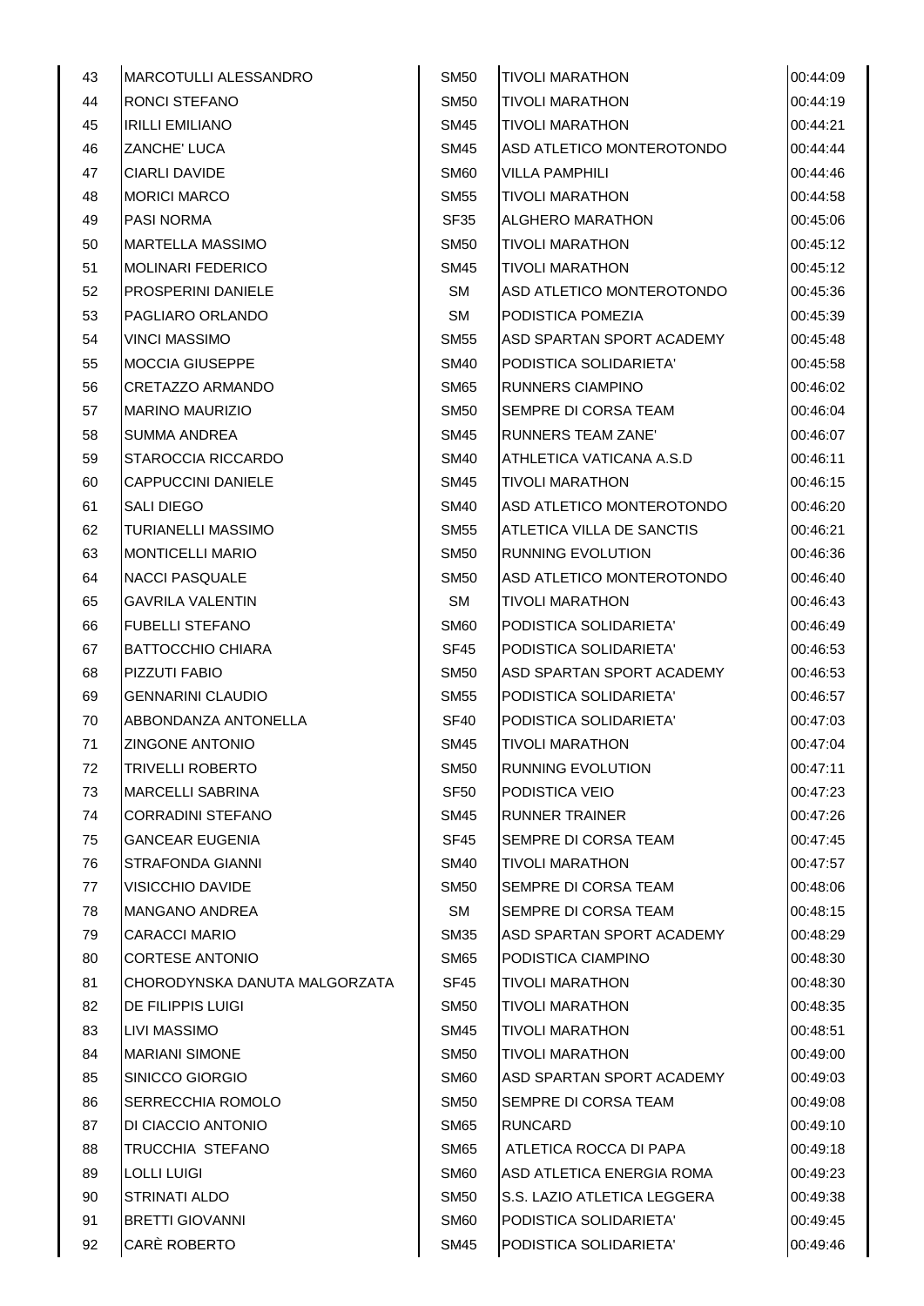| 43 | MARCOTULLI ALESSANDRO | SM50 | TIVOLI MARATHON | 00:44:09 |
|---|---|---|---|---|
| 44 | RONCI STEFANO | SM50 | TIVOLI MARATHON | 00:44:19 |
| 45 | IRILLI EMILIANO | SM45 | TIVOLI MARATHON | 00:44:21 |
| 46 | ZANCHE' LUCA | SM45 | ASD ATLETICO MONTEROTONDO | 00:44:44 |
| 47 | CIARLI DAVIDE | SM60 | VILLA PAMPHILI | 00:44:46 |
| 48 | MORICI MARCO | SM55 | TIVOLI MARATHON | 00:44:58 |
| 49 | PASI NORMA | SF35 | ALGHERO MARATHON | 00:45:06 |
| 50 | MARTELLA MASSIMO | SM50 | TIVOLI MARATHON | 00:45:12 |
| 51 | MOLINARI FEDERICO | SM45 | TIVOLI MARATHON | 00:45:12 |
| 52 | PROSPERINI DANIELE | SM | ASD ATLETICO MONTEROTONDO | 00:45:36 |
| 53 | PAGLIARO ORLANDO | SM | PODISTICA POMEZIA | 00:45:39 |
| 54 | VINCI MASSIMO | SM55 | ASD SPARTAN SPORT ACADEMY | 00:45:48 |
| 55 | MOCCIA GIUSEPPE | SM40 | PODISTICA SOLIDARIETA' | 00:45:58 |
| 56 | CRETAZZO ARMANDO | SM65 | RUNNERS CIAMPINO | 00:46:02 |
| 57 | MARINO MAURIZIO | SM50 | SEMPRE DI CORSA TEAM | 00:46:04 |
| 58 | SUMMA ANDREA | SM45 | RUNNERS TEAM ZANE' | 00:46:07 |
| 59 | STAROCCIA RICCARDO | SM40 | ATHLETICA VATICANA A.S.D | 00:46:11 |
| 60 | CAPPUCCINI DANIELE | SM45 | TIVOLI MARATHON | 00:46:15 |
| 61 | SALI DIEGO | SM40 | ASD ATLETICO MONTEROTONDO | 00:46:20 |
| 62 | TURIANELLI MASSIMO | SM55 | ATLETICA VILLA DE SANCTIS | 00:46:21 |
| 63 | MONTICELLI MARIO | SM50 | RUNNING EVOLUTION | 00:46:36 |
| 64 | NACCI PASQUALE | SM50 | ASD ATLETICO MONTEROTONDO | 00:46:40 |
| 65 | GAVRILA VALENTIN | SM | TIVOLI MARATHON | 00:46:43 |
| 66 | FUBELLI STEFANO | SM60 | PODISTICA SOLIDARIETA' | 00:46:49 |
| 67 | BATTOCCHIO CHIARA | SF45 | PODISTICA SOLIDARIETA' | 00:46:53 |
| 68 | PIZZUTI FABIO | SM50 | ASD SPARTAN SPORT ACADEMY | 00:46:53 |
| 69 | GENNARINI CLAUDIO | SM55 | PODISTICA SOLIDARIETA' | 00:46:57 |
| 70 | ABBONDANZA ANTONELLA | SF40 | PODISTICA SOLIDARIETA' | 00:47:03 |
| 71 | ZINGONE ANTONIO | SM45 | TIVOLI MARATHON | 00:47:04 |
| 72 | TRIVELLI ROBERTO | SM50 | RUNNING EVOLUTION | 00:47:11 |
| 73 | MARCELLI SABRINA | SF50 | PODISTICA VEIO | 00:47:23 |
| 74 | CORRADINI STEFANO | SM45 | RUNNER TRAINER | 00:47:26 |
| 75 | GANCEAR EUGENIA | SF45 | SEMPRE DI CORSA TEAM | 00:47:45 |
| 76 | STRAFONDA GIANNI | SM40 | TIVOLI MARATHON | 00:47:57 |
| 77 | VISICCHIO DAVIDE | SM50 | SEMPRE DI CORSA TEAM | 00:48:06 |
| 78 | MANGANO ANDREA | SM | SEMPRE DI CORSA TEAM | 00:48:15 |
| 79 | CARACCI MARIO | SM35 | ASD SPARTAN SPORT ACADEMY | 00:48:29 |
| 80 | CORTESE ANTONIO | SM65 | PODISTICA CIAMPINO | 00:48:30 |
| 81 | CHORODYNSKA DANUTA MALGORZATA | SF45 | TIVOLI MARATHON | 00:48:30 |
| 82 | DE FILIPPIS LUIGI | SM50 | TIVOLI MARATHON | 00:48:35 |
| 83 | LIVI MASSIMO | SM45 | TIVOLI MARATHON | 00:48:51 |
| 84 | MARIANI SIMONE | SM50 | TIVOLI MARATHON | 00:49:00 |
| 85 | SINICCO GIORGIO | SM60 | ASD SPARTAN SPORT ACADEMY | 00:49:03 |
| 86 | SERRECCHIA ROMOLO | SM50 | SEMPRE DI CORSA TEAM | 00:49:08 |
| 87 | DI CIACCIO ANTONIO | SM65 | RUNCARD | 00:49:10 |
| 88 | TRUCCHIA STEFANO | SM65 | ATLETICA ROCCA DI PAPA | 00:49:18 |
| 89 | LOLLI LUIGI | SM60 | ASD ATLETICA ENERGIA ROMA | 00:49:23 |
| 90 | STRINATI ALDO | SM50 | S.S. LAZIO ATLETICA LEGGERA | 00:49:38 |
| 91 | BRETTI GIOVANNI | SM60 | PODISTICA SOLIDARIETA' | 00:49:45 |
| 92 | CARÈ ROBERTO | SM45 | PODISTICA SOLIDARIETA' | 00:49:46 |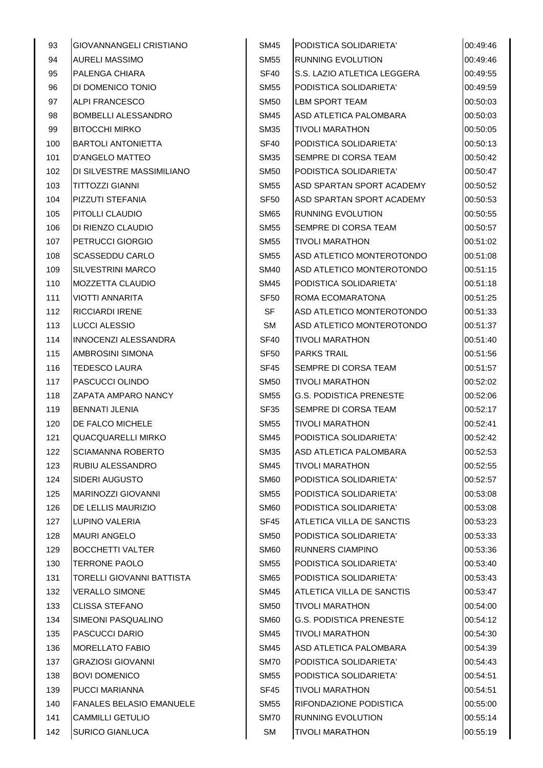| | | | | |
|---|---|---|---|---|
| 93 | GIOVANNANGELI CRISTIANO | SM45 | PODISTICA SOLIDARIETA' | 00:49:46 |
| 94 | AURELI MASSIMO | SM55 | RUNNING EVOLUTION | 00:49:46 |
| 95 | PALENGA CHIARA | SF40 | S.S. LAZIO ATLETICA LEGGERA | 00:49:55 |
| 96 | DI DOMENICO TONIO | SM55 | PODISTICA SOLIDARIETA' | 00:49:59 |
| 97 | ALPI FRANCESCO | SM50 | LBM SPORT TEAM | 00:50:03 |
| 98 | BOMBELLI ALESSANDRO | SM45 | ASD ATLETICA PALOMBARA | 00:50:03 |
| 99 | BITOCCHI MIRKO | SM35 | TIVOLI MARATHON | 00:50:05 |
| 100 | BARTOLI ANTONIETTA | SF40 | PODISTICA SOLIDARIETA' | 00:50:13 |
| 101 | D'ANGELO MATTEO | SM35 | SEMPRE DI CORSA TEAM | 00:50:42 |
| 102 | DI SILVESTRE MASSIMILIANO | SM50 | PODISTICA SOLIDARIETA' | 00:50:47 |
| 103 | TITTOZZI GIANNI | SM55 | ASD SPARTAN SPORT ACADEMY | 00:50:52 |
| 104 | PIZZUTI STEFANIA | SF50 | ASD SPARTAN SPORT ACADEMY | 00:50:53 |
| 105 | PITOLLI CLAUDIO | SM65 | RUNNING EVOLUTION | 00:50:55 |
| 106 | DI RIENZO CLAUDIO | SM55 | SEMPRE DI CORSA TEAM | 00:50:57 |
| 107 | PETRUCCI GIORGIO | SM55 | TIVOLI MARATHON | 00:51:02 |
| 108 | SCASSEDDU CARLO | SM55 | ASD ATLETICO MONTEROTONDO | 00:51:08 |
| 109 | SILVESTRINI MARCO | SM40 | ASD ATLETICO MONTEROTONDO | 00:51:15 |
| 110 | MOZZETTA CLAUDIO | SM45 | PODISTICA SOLIDARIETA' | 00:51:18 |
| 111 | VIOTTI ANNARITA | SF50 | ROMA ECOMARATONA | 00:51:25 |
| 112 | RICCIARDI IRENE | SF | ASD ATLETICO MONTEROTONDO | 00:51:33 |
| 113 | LUCCI ALESSIO | SM | ASD ATLETICO MONTEROTONDO | 00:51:37 |
| 114 | INNOCENZI ALESSANDRA | SF40 | TIVOLI MARATHON | 00:51:40 |
| 115 | AMBROSINI SIMONA | SF50 | PARKS TRAIL | 00:51:56 |
| 116 | TEDESCO LAURA | SF45 | SEMPRE DI CORSA TEAM | 00:51:57 |
| 117 | PASCUCCI OLINDO | SM50 | TIVOLI MARATHON | 00:52:02 |
| 118 | ZAPATA AMPARO NANCY | SM55 | G.S. PODISTICA PRENESTE | 00:52:06 |
| 119 | BENNATI JLENIA | SF35 | SEMPRE DI CORSA TEAM | 00:52:17 |
| 120 | DE FALCO MICHELE | SM55 | TIVOLI MARATHON | 00:52:41 |
| 121 | QUACQUARELLI MIRKO | SM45 | PODISTICA SOLIDARIETA' | 00:52:42 |
| 122 | SCIAMANNA ROBERTO | SM35 | ASD ATLETICA PALOMBARA | 00:52:53 |
| 123 | RUBIU ALESSANDRO | SM45 | TIVOLI MARATHON | 00:52:55 |
| 124 | SIDERI AUGUSTO | SM60 | PODISTICA SOLIDARIETA' | 00:52:57 |
| 125 | MARINOZZI GIOVANNI | SM55 | PODISTICA SOLIDARIETA' | 00:53:08 |
| 126 | DE LELLIS MAURIZIO | SM60 | PODISTICA SOLIDARIETA' | 00:53:08 |
| 127 | LUPINO VALERIA | SF45 | ATLETICA VILLA DE SANCTIS | 00:53:23 |
| 128 | MAURI ANGELO | SM50 | PODISTICA SOLIDARIETA' | 00:53:33 |
| 129 | BOCCHETTI VALTER | SM60 | RUNNERS CIAMPINO | 00:53:36 |
| 130 | TERRONE PAOLO | SM55 | PODISTICA SOLIDARIETA' | 00:53:40 |
| 131 | TORELLI GIOVANNI BATTISTA | SM65 | PODISTICA SOLIDARIETA' | 00:53:43 |
| 132 | VERALLO SIMONE | SM45 | ATLETICA VILLA DE SANCTIS | 00:53:47 |
| 133 | CLISSA STEFANO | SM50 | TIVOLI MARATHON | 00:54:00 |
| 134 | SIMEONI PASQUALINO | SM60 | G.S. PODISTICA PRENESTE | 00:54:12 |
| 135 | PASCUCCI DARIO | SM45 | TIVOLI MARATHON | 00:54:30 |
| 136 | MORELLATO FABIO | SM45 | ASD ATLETICA PALOMBARA | 00:54:39 |
| 137 | GRAZIOSI GIOVANNI | SM70 | PODISTICA SOLIDARIETA' | 00:54:43 |
| 138 | BOVI DOMENICO | SM55 | PODISTICA SOLIDARIETA' | 00:54:51 |
| 139 | PUCCI MARIANNA | SF45 | TIVOLI MARATHON | 00:54:51 |
| 140 | FANALES BELASIO EMANUELE | SM55 | RIFONDAZIONE PODISTICA | 00:55:00 |
| 141 | CAMMILLI GETULIO | SM70 | RUNNING EVOLUTION | 00:55:14 |
| 142 | SURICO GIANLUCA | SM | TIVOLI MARATHON | 00:55:19 |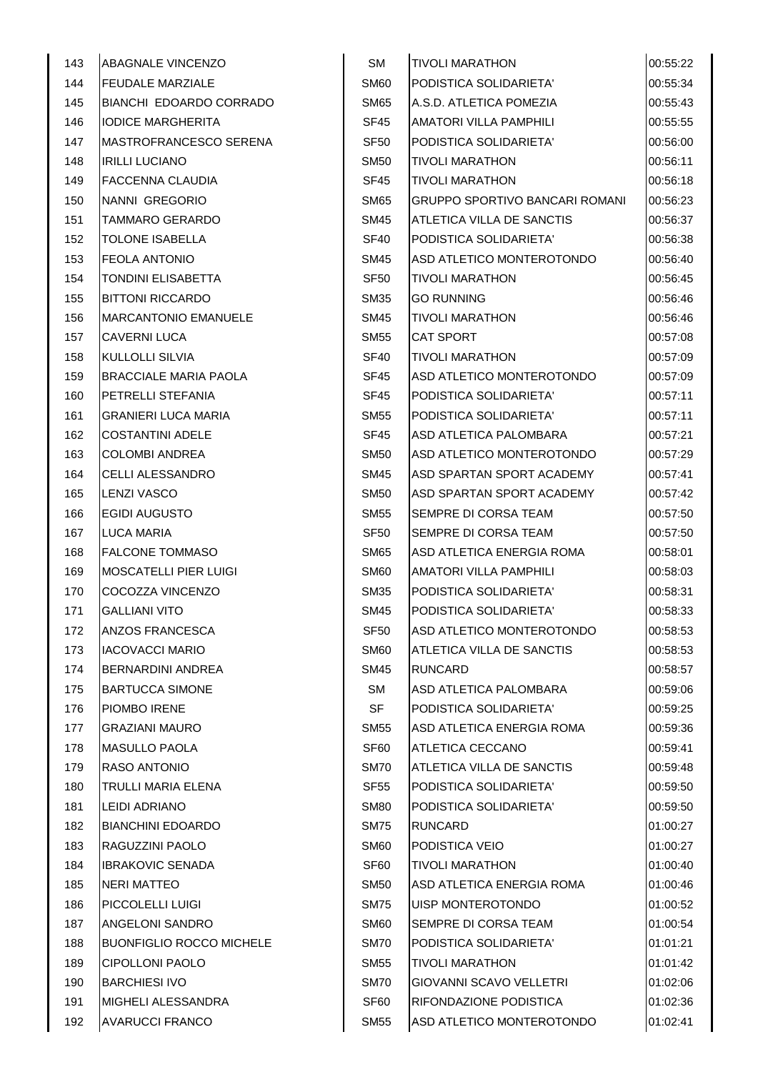| | | | | |
|---|---|---|---|---|
| 143 | ABAGNALE VINCENZO | SM | TIVOLI MARATHON | 00:55:22 |
| 144 | FEUDALE MARZIALE | SM60 | PODISTICA SOLIDARIETA' | 00:55:34 |
| 145 | BIANCHI EDOARDO CORRADO | SM65 | A.S.D. ATLETICA POMEZIA | 00:55:43 |
| 146 | IODICE MARGHERITA | SF45 | AMATORI VILLA PAMPHILI | 00:55:55 |
| 147 | MASTROFRANCESCO SERENA | SF50 | PODISTICA SOLIDARIETA' | 00:56:00 |
| 148 | IRILLI LUCIANO | SM50 | TIVOLI MARATHON | 00:56:11 |
| 149 | FACCENNA CLAUDIA | SF45 | TIVOLI MARATHON | 00:56:18 |
| 150 | NANNI GREGORIO | SM65 | GRUPPO SPORTIVO BANCARI ROMANI | 00:56:23 |
| 151 | TAMMARO GERARDO | SM45 | ATLETICA VILLA DE SANCTIS | 00:56:37 |
| 152 | TOLONE ISABELLA | SF40 | PODISTICA SOLIDARIETA' | 00:56:38 |
| 153 | FEOLA ANTONIO | SM45 | ASD ATLETICO MONTEROTONDO | 00:56:40 |
| 154 | TONDINI ELISABETTA | SF50 | TIVOLI MARATHON | 00:56:45 |
| 155 | BITTONI RICCARDO | SM35 | GO RUNNING | 00:56:46 |
| 156 | MARCANTONIO EMANUELE | SM45 | TIVOLI MARATHON | 00:56:46 |
| 157 | CAVERNI LUCA | SM55 | CAT SPORT | 00:57:08 |
| 158 | KULLOLLI SILVIA | SF40 | TIVOLI MARATHON | 00:57:09 |
| 159 | BRACCIALE MARIA PAOLA | SF45 | ASD ATLETICO MONTEROTONDO | 00:57:09 |
| 160 | PETRELLI STEFANIA | SF45 | PODISTICA SOLIDARIETA' | 00:57:11 |
| 161 | GRANIERI LUCA MARIA | SM55 | PODISTICA SOLIDARIETA' | 00:57:11 |
| 162 | COSTANTINI ADELE | SF45 | ASD ATLETICA PALOMBARA | 00:57:21 |
| 163 | COLOMBI ANDREA | SM50 | ASD ATLETICO MONTEROTONDO | 00:57:29 |
| 164 | CELLI ALESSANDRO | SM45 | ASD SPARTAN SPORT ACADEMY | 00:57:41 |
| 165 | LENZI VASCO | SM50 | ASD SPARTAN SPORT ACADEMY | 00:57:42 |
| 166 | EGIDI AUGUSTO | SM55 | SEMPRE DI CORSA TEAM | 00:57:50 |
| 167 | LUCA MARIA | SF50 | SEMPRE DI CORSA TEAM | 00:57:50 |
| 168 | FALCONE TOMMASO | SM65 | ASD ATLETICA ENERGIA ROMA | 00:58:01 |
| 169 | MOSCATELLI PIER LUIGI | SM60 | AMATORI VILLA PAMPHILI | 00:58:03 |
| 170 | COCOZZA VINCENZO | SM35 | PODISTICA SOLIDARIETA' | 00:58:31 |
| 171 | GALLIANI VITO | SM45 | PODISTICA SOLIDARIETA' | 00:58:33 |
| 172 | ANZOS FRANCESCA | SF50 | ASD ATLETICO MONTEROTONDO | 00:58:53 |
| 173 | IACOVACCI MARIO | SM60 | ATLETICA VILLA DE SANCTIS | 00:58:53 |
| 174 | BERNARDINI ANDREA | SM45 | RUNCARD | 00:58:57 |
| 175 | BARTUCCA SIMONE | SM | ASD ATLETICA PALOMBARA | 00:59:06 |
| 176 | PIOMBO IRENE | SF | PODISTICA SOLIDARIETA' | 00:59:25 |
| 177 | GRAZIANI MAURO | SM55 | ASD ATLETICA ENERGIA ROMA | 00:59:36 |
| 178 | MASULLO PAOLA | SF60 | ATLETICA CECCANO | 00:59:41 |
| 179 | RASO ANTONIO | SM70 | ATLETICA VILLA DE SANCTIS | 00:59:48 |
| 180 | TRULLI MARIA ELENA | SF55 | PODISTICA SOLIDARIETA' | 00:59:50 |
| 181 | LEIDI ADRIANO | SM80 | PODISTICA SOLIDARIETA' | 00:59:50 |
| 182 | BIANCHINI EDOARDO | SM75 | RUNCARD | 01:00:27 |
| 183 | RAGUZZINI PAOLO | SM60 | PODISTICA VEIO | 01:00:27 |
| 184 | IBRAKOVIC SENADA | SF60 | TIVOLI MARATHON | 01:00:40 |
| 185 | NERI MATTEO | SM50 | ASD ATLETICA ENERGIA ROMA | 01:00:46 |
| 186 | PICCOLELLI LUIGI | SM75 | UISP MONTEROTONDO | 01:00:52 |
| 187 | ANGELONI SANDRO | SM60 | SEMPRE DI CORSA TEAM | 01:00:54 |
| 188 | BUONFIGLIO ROCCO MICHELE | SM70 | PODISTICA SOLIDARIETA' | 01:01:21 |
| 189 | CIPOLLONI PAOLO | SM55 | TIVOLI MARATHON | 01:01:42 |
| 190 | BARCHIESI IVO | SM70 | GIOVANNI SCAVO VELLETRI | 01:02:06 |
| 191 | MIGHELI ALESSANDRA | SF60 | RIFONDAZIONE PODISTICA | 01:02:36 |
| 192 | AVARUCCI FRANCO | SM55 | ASD ATLETICO MONTEROTONDO | 01:02:41 |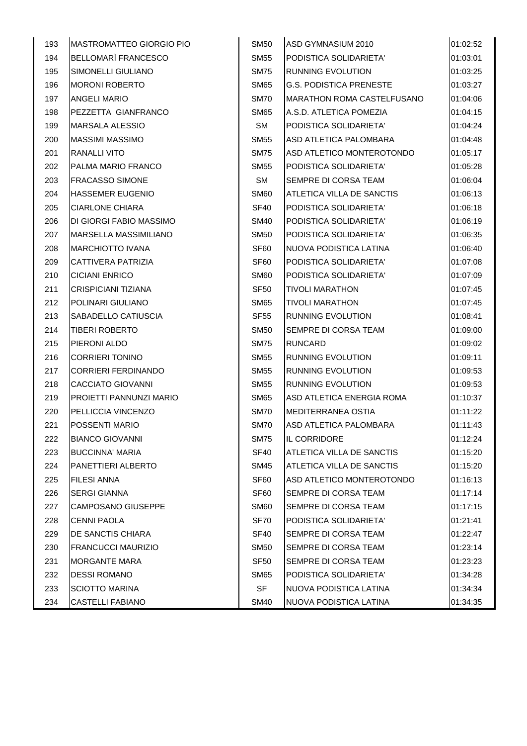| | | | | |
|---|---|---|---|---|
| 193 | MASTROMATTEO GIORGIO PIO | SM50 | ASD GYMNASIUM 2010 | 01:02:52 |
| 194 | BELLOMARÌ FRANCESCO | SM55 | PODISTICA SOLIDARIETA' | 01:03:01 |
| 195 | SIMONELLI GIULIANO | SM75 | RUNNING EVOLUTION | 01:03:25 |
| 196 | MORONI ROBERTO | SM65 | G.S. PODISTICA PRENESTE | 01:03:27 |
| 197 | ANGELI MARIO | SM70 | MARATHON ROMA CASTELFUSANO | 01:04:06 |
| 198 | PEZZETTA GIANFRANCO | SM65 | A.S.D. ATLETICA POMEZIA | 01:04:15 |
| 199 | MARSALA ALESSIO | SM | PODISTICA SOLIDARIETA' | 01:04:24 |
| 200 | MASSIMI MASSIMO | SM55 | ASD ATLETICA PALOMBARA | 01:04:48 |
| 201 | RANALLI VITO | SM75 | ASD ATLETICO MONTEROTONDO | 01:05:17 |
| 202 | PALMA MARIO FRANCO | SM55 | PODISTICA SOLIDARIETA' | 01:05:28 |
| 203 | FRACASSO SIMONE | SM | SEMPRE DI CORSA TEAM | 01:06:04 |
| 204 | HASSEMER EUGENIO | SM60 | ATLETICA VILLA DE SANCTIS | 01:06:13 |
| 205 | CIARLONE CHIARA | SF40 | PODISTICA SOLIDARIETA' | 01:06:18 |
| 206 | DI GIORGI FABIO MASSIMO | SM40 | PODISTICA SOLIDARIETA' | 01:06:19 |
| 207 | MARSELLA MASSIMILIANO | SM50 | PODISTICA SOLIDARIETA' | 01:06:35 |
| 208 | MARCHIOTTO IVANA | SF60 | NUOVA PODISTICA LATINA | 01:06:40 |
| 209 | CATTIVERA PATRIZIA | SF60 | PODISTICA SOLIDARIETA' | 01:07:08 |
| 210 | CICIANI ENRICO | SM60 | PODISTICA SOLIDARIETA' | 01:07:09 |
| 211 | CRISPICIANI TIZIANA | SF50 | TIVOLI MARATHON | 01:07:45 |
| 212 | POLINARI GIULIANO | SM65 | TIVOLI MARATHON | 01:07:45 |
| 213 | SABADELLO CATIUSCIA | SF55 | RUNNING EVOLUTION | 01:08:41 |
| 214 | TIBERI ROBERTO | SM50 | SEMPRE DI CORSA TEAM | 01:09:00 |
| 215 | PIERONI ALDO | SM75 | RUNCARD | 01:09:02 |
| 216 | CORRIERI TONINO | SM55 | RUNNING EVOLUTION | 01:09:11 |
| 217 | CORRIERI FERDINANDO | SM55 | RUNNING EVOLUTION | 01:09:53 |
| 218 | CACCIATO GIOVANNI | SM55 | RUNNING EVOLUTION | 01:09:53 |
| 219 | PROIETTI PANNUNZI MARIO | SM65 | ASD ATLETICA ENERGIA ROMA | 01:10:37 |
| 220 | PELLICCIA VINCENZO | SM70 | MEDITERRANEA OSTIA | 01:11:22 |
| 221 | POSSENTI MARIO | SM70 | ASD ATLETICA PALOMBARA | 01:11:43 |
| 222 | BIANCO GIOVANNI | SM75 | IL CORRIDORE | 01:12:24 |
| 223 | BUCCINNA' MARIA | SF40 | ATLETICA VILLA DE SANCTIS | 01:15:20 |
| 224 | PANETTIERI ALBERTO | SM45 | ATLETICA VILLA DE SANCTIS | 01:15:20 |
| 225 | FILESI ANNA | SF60 | ASD ATLETICO MONTEROTONDO | 01:16:13 |
| 226 | SERGI GIANNA | SF60 | SEMPRE DI CORSA TEAM | 01:17:14 |
| 227 | CAMPOSANO GIUSEPPE | SM60 | SEMPRE DI CORSA TEAM | 01:17:15 |
| 228 | CENNI PAOLA | SF70 | PODISTICA SOLIDARIETA' | 01:21:41 |
| 229 | DE SANCTIS CHIARA | SF40 | SEMPRE DI CORSA TEAM | 01:22:47 |
| 230 | FRANCUCCI MAURIZIO | SM50 | SEMPRE DI CORSA TEAM | 01:23:14 |
| 231 | MORGANTE MARA | SF50 | SEMPRE DI CORSA TEAM | 01:23:23 |
| 232 | DESSI ROMANO | SM65 | PODISTICA SOLIDARIETA' | 01:34:28 |
| 233 | SCIOTTO MARINA | SF | NUOVA PODISTICA LATINA | 01:34:34 |
| 234 | CASTELLI FABIANO | SM40 | NUOVA PODISTICA LATINA | 01:34:35 |